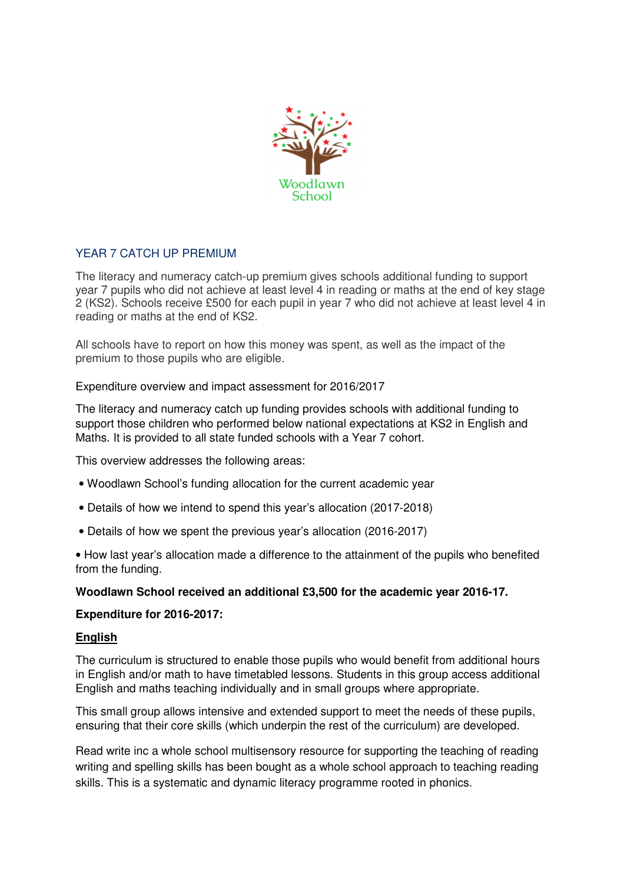Woodlawn School

## YEAR 7 CATCH UP PREMIUM

The literacy and numeracy catch-up premium gives schools additional funding to support year 7 pupils who did not achieve at least level 4 in reading or maths at the end of key stage 2 (KS2). Schools receive £500 for each pupil in year 7 who did not achieve at least level 4 in reading or maths at the end of KS2.

All schools have to report on how this money was spent, as well as the impact of the premium to those pupils who are eligible.

Expenditure overview and impact assessment for 2016/2017

The literacy and numeracy catch up funding provides schools with additional funding to support those children who performed below national expectations at KS2 in English and Maths. It is provided to all state funded schools with a Year 7 cohort.

This overview addresses the following areas:

- Woodlawn School's funding allocation for the current academic year
- Details of how we intend to spend this year's allocation (2017-2018)
- Details of how we spent the previous year's allocation (2016-2017)
- How last year's allocation made a difference to the attainment of the pupils who benefited from the funding.

**Woodlawn School received an additional £3,500 for the academic year 2016-17.**

**Expenditure for 2016-2017:**

**English**

The curriculum is structured to enable those pupils who would benefit from additional hours in English and/or math to have timetabled lessons. Students in this group access additional English and maths teaching individually and in small groups where appropriate.

This small group allows intensive and extended support to meet the needs of these pupils, ensuring that their core skills (which underpin the rest of the curriculum) are developed.

Read write inc a whole school multisensory resource for supporting the teaching of reading writing and spelling skills has been bought as a whole school approach to teaching reading skills. This is a systematic and dynamic literacy programme rooted in phonics.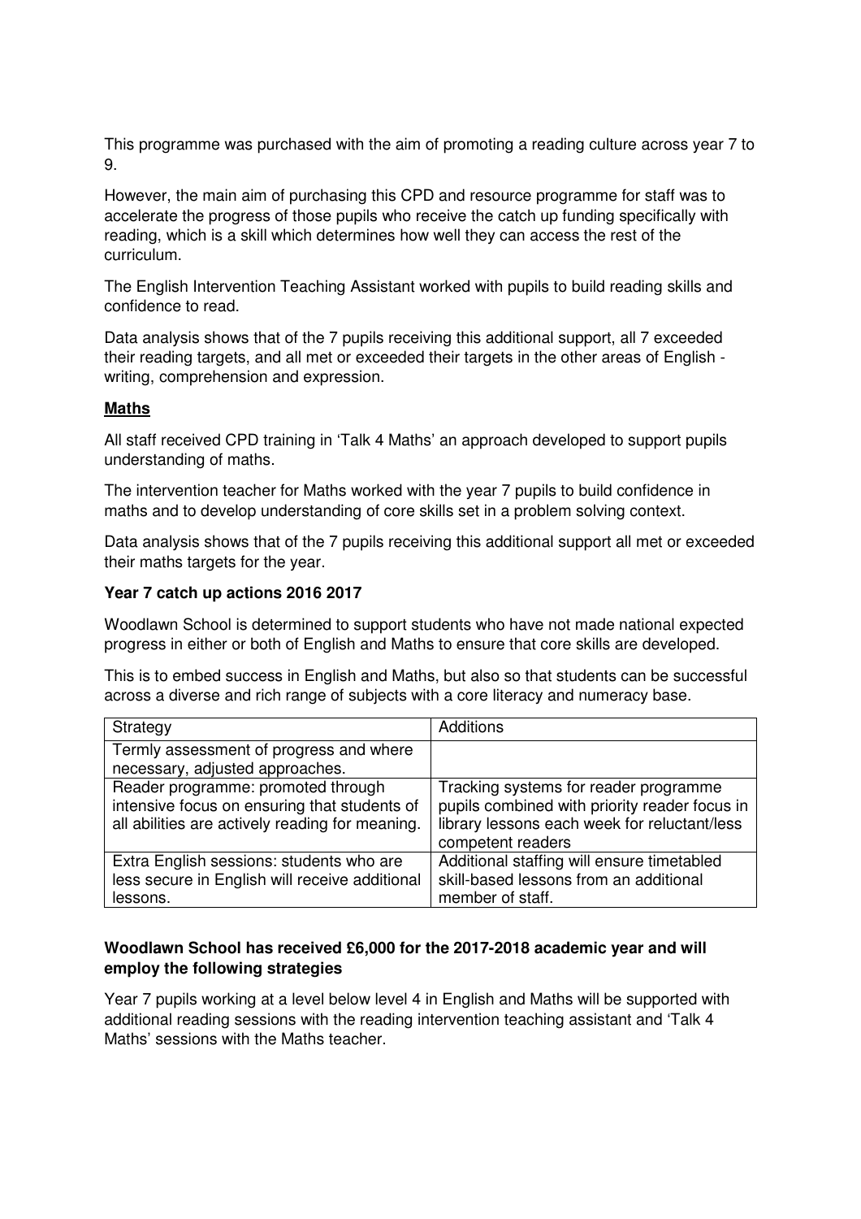This programme was purchased with the aim of promoting a reading culture across year 7 to 9.

However, the main aim of purchasing this CPD and resource programme for staff was to accelerate the progress of those pupils who receive the catch up funding specifically with reading, which is a skill which determines how well they can access the rest of the curriculum.

The English Intervention Teaching Assistant worked with pupils to build reading skills and confidence to read.

Data analysis shows that of the 7 pupils receiving this additional support, all 7 exceeded their reading targets, and all met or exceeded their targets in the other areas of English - writing, comprehension and expression.

**Maths**

All staff received CPD training in 'Talk 4 Maths' an approach developed to support pupils understanding of maths.

The intervention teacher for Maths worked with the year 7 pupils to build confidence in maths and to develop understanding of core skills set in a problem solving context.

Data analysis shows that of the 7 pupils receiving this additional support all met or exceeded their maths targets for the year.

**Year 7 catch up actions 2016 2017**

Woodlawn School is determined to support students who have not made national expected progress in either or both of English and Maths to ensure that core skills are developed.

This is to embed success in English and Maths, but also so that students can be successful across a diverse and rich range of subjects with a core literacy and numeracy base.

| Strategy | Additions |
|---|---|
| Termly assessment of progress and where necessary, adjusted approaches. | |
| Reader programme: promoted through intensive focus on ensuring that students of all abilities are actively reading for meaning. | Tracking systems for reader programme pupils combined with priority reader focus in library lessons each week for reluctant/less competent readers |
| Extra English sessions: students who are less secure in English will receive additional lessons. | Additional staffing will ensure timetabled skill-based lessons from an additional member of staff. |

**Woodlawn School has received £6,000 for the 2017-2018 academic year and will employ the following strategies**

Year 7 pupils working at a level below level 4 in English and Maths will be supported with additional reading sessions with the reading intervention teaching assistant and 'Talk 4 Maths' sessions with the Maths teacher.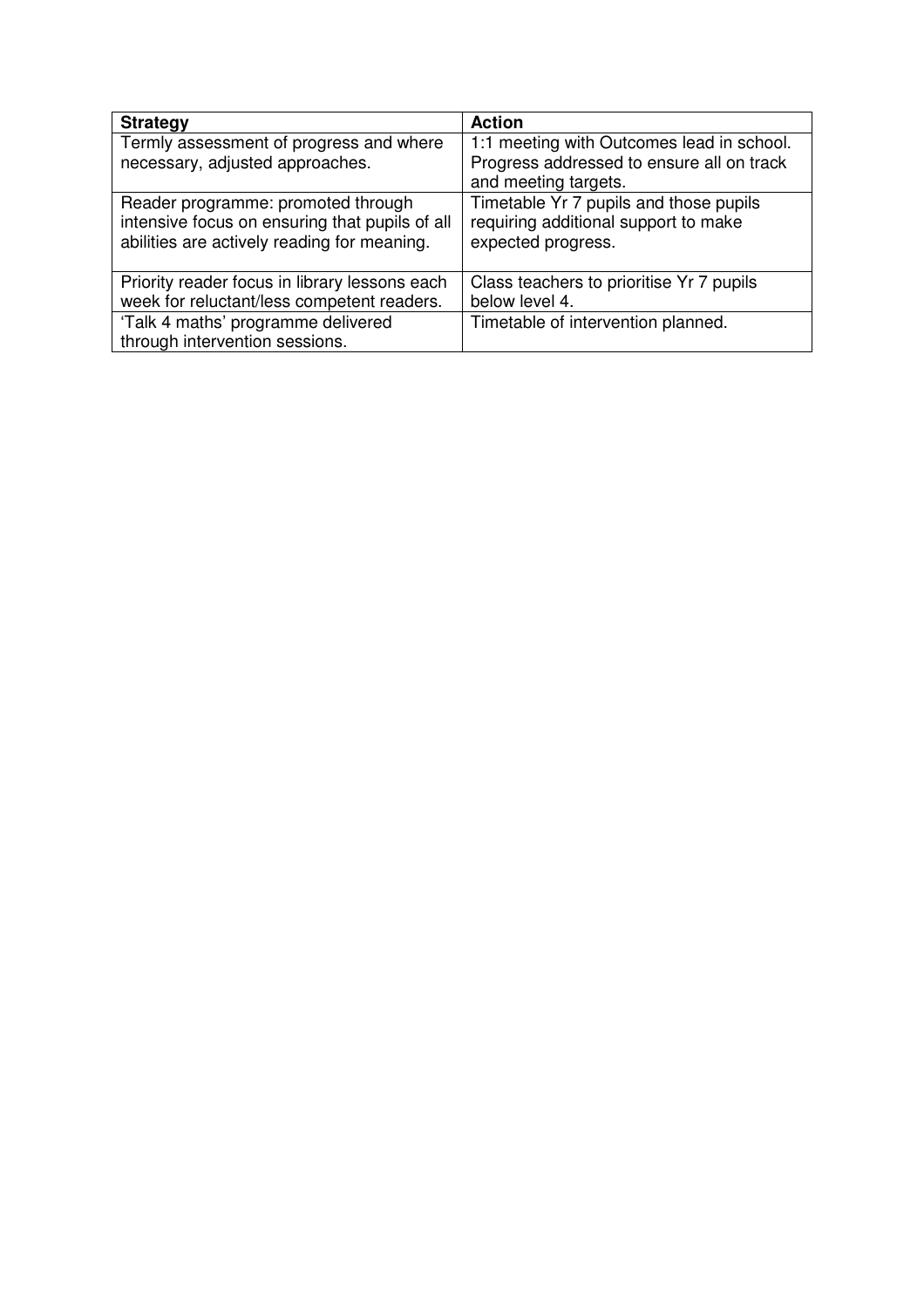| Strategy | Action |
| --- | --- |
| Termly assessment of progress and where necessary, adjusted approaches. | 1:1 meeting with Outcomes lead in school. Progress addressed to ensure all on track and meeting targets. |
| Reader programme: promoted through intensive focus on ensuring that pupils of all abilities are actively reading for meaning. | Timetable Yr 7 pupils and those pupils requiring additional support to make expected progress. |
| Priority reader focus in library lessons each week for reluctant/less competent readers. | Class teachers to prioritise Yr 7 pupils below level 4. |
| 'Talk 4 maths' programme delivered through intervention sessions. | Timetable of intervention planned. |